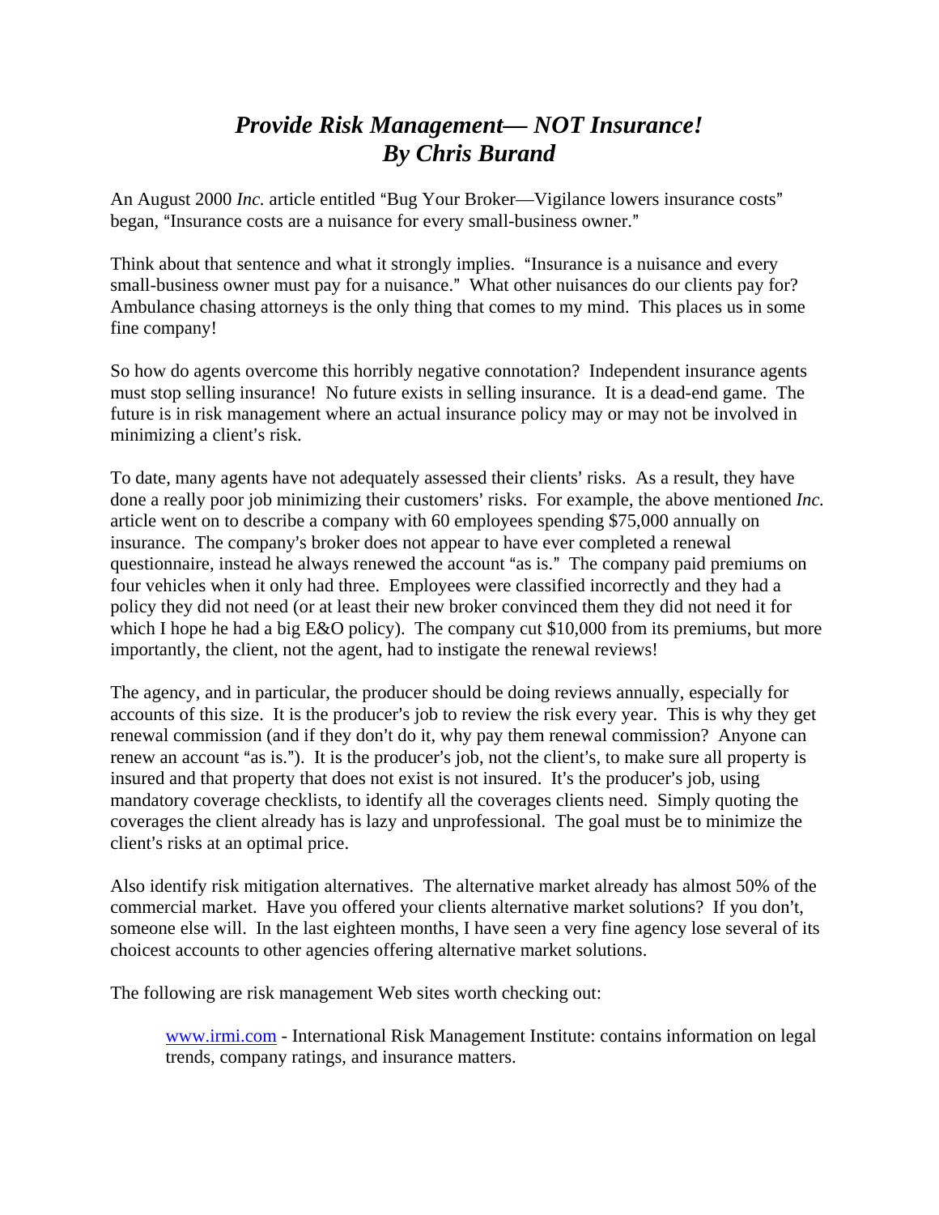# *Provide Risk Management— NOT Insurance!*
# *By Chris Burand*

An August 2000 *Inc.* article entitled "Bug Your Broker—Vigilance lowers insurance costs" began, "Insurance costs are a nuisance for every small-business owner."

Think about that sentence and what it strongly implies. "Insurance is a nuisance and every small-business owner must pay for a nuisance." What other nuisances do our clients pay for? Ambulance chasing attorneys is the only thing that comes to my mind. This places us in some fine company!

So how do agents overcome this horribly negative connotation? Independent insurance agents must stop selling insurance! No future exists in selling insurance. It is a dead-end game. The future is in risk management where an actual insurance policy may or may not be involved in minimizing a client's risk.

To date, many agents have not adequately assessed their clients' risks. As a result, they have done a really poor job minimizing their customers' risks. For example, the above mentioned *Inc.* article went on to describe a company with 60 employees spending $75,000 annually on insurance. The company's broker does not appear to have ever completed a renewal questionnaire, instead he always renewed the account "as is." The company paid premiums on four vehicles when it only had three. Employees were classified incorrectly and they had a policy they did not need (or at least their new broker convinced them they did not need it for which I hope he had a big E&O policy). The company cut $10,000 from its premiums, but more importantly, the client, not the agent, had to instigate the renewal reviews!

The agency, and in particular, the producer should be doing reviews annually, especially for accounts of this size. It is the producer's job to review the risk every year. This is why they get renewal commission (and if they don't do it, why pay them renewal commission? Anyone can renew an account "as is."). It is the producer's job, not the client's, to make sure all property is insured and that property that does not exist is not insured. It's the producer's job, using mandatory coverage checklists, to identify all the coverages clients need. Simply quoting the coverages the client already has is lazy and unprofessional. The goal must be to minimize the client's risks at an optimal price.

Also identify risk mitigation alternatives. The alternative market already has almost 50% of the commercial market. Have you offered your clients alternative market solutions? If you don't, someone else will. In the last eighteen months, I have seen a very fine agency lose several of its choicest accounts to other agencies offering alternative market solutions.

The following are risk management Web sites worth checking out:

> www.irmi.com - International Risk Management Institute: contains information on legal trends, company ratings, and insurance matters.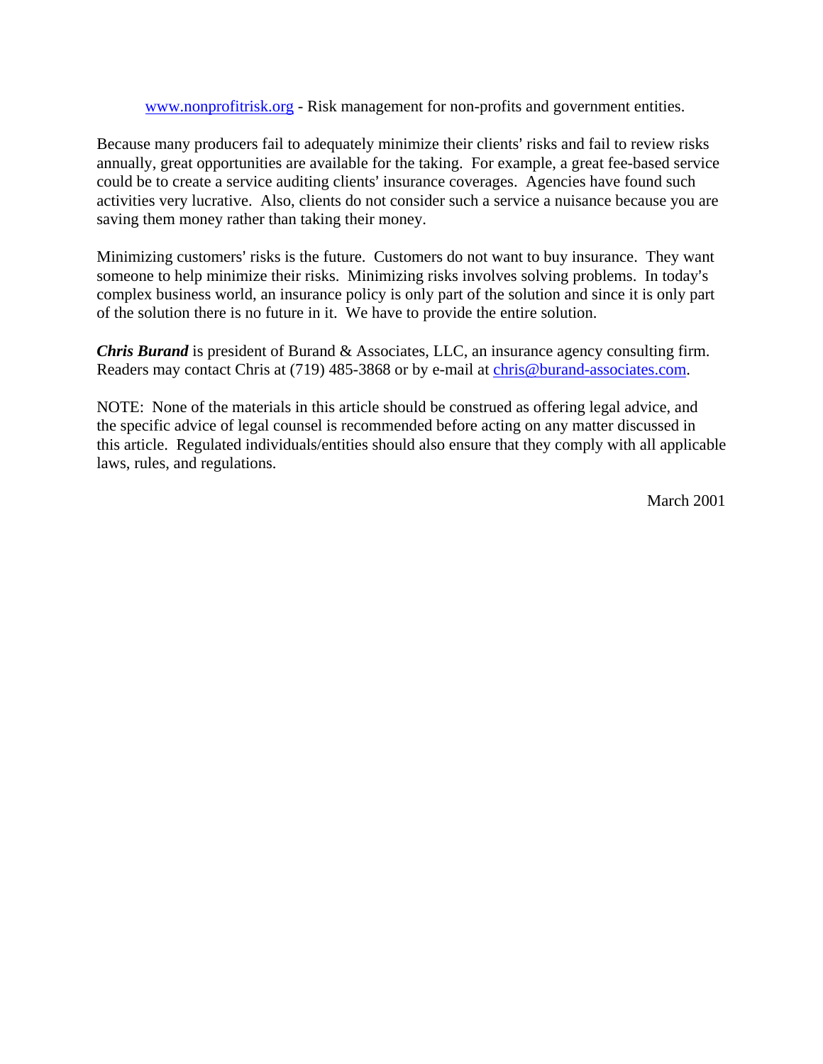www.nonprofitrisk.org - Risk management for non-profits and government entities.

Because many producers fail to adequately minimize their clients' risks and fail to review risks annually, great opportunities are available for the taking. For example, a great fee-based service could be to create a service auditing clients' insurance coverages. Agencies have found such activities very lucrative. Also, clients do not consider such a service a nuisance because you are saving them money rather than taking their money.

Minimizing customers' risks is the future. Customers do not want to buy insurance. They want someone to help minimize their risks. Minimizing risks involves solving problems. In today's complex business world, an insurance policy is only part of the solution and since it is only part of the solution there is no future in it. We have to provide the entire solution.

***Chris Burand*** is president of Burand & Associates, LLC, an insurance agency consulting firm. Readers may contact Chris at (719) 485-3868 or by e-mail at chris@burand-associates.com.

NOTE: None of the materials in this article should be construed as offering legal advice, and the specific advice of legal counsel is recommended before acting on any matter discussed in this article. Regulated individuals/entities should also ensure that they comply with all applicable laws, rules, and regulations.

March 2001